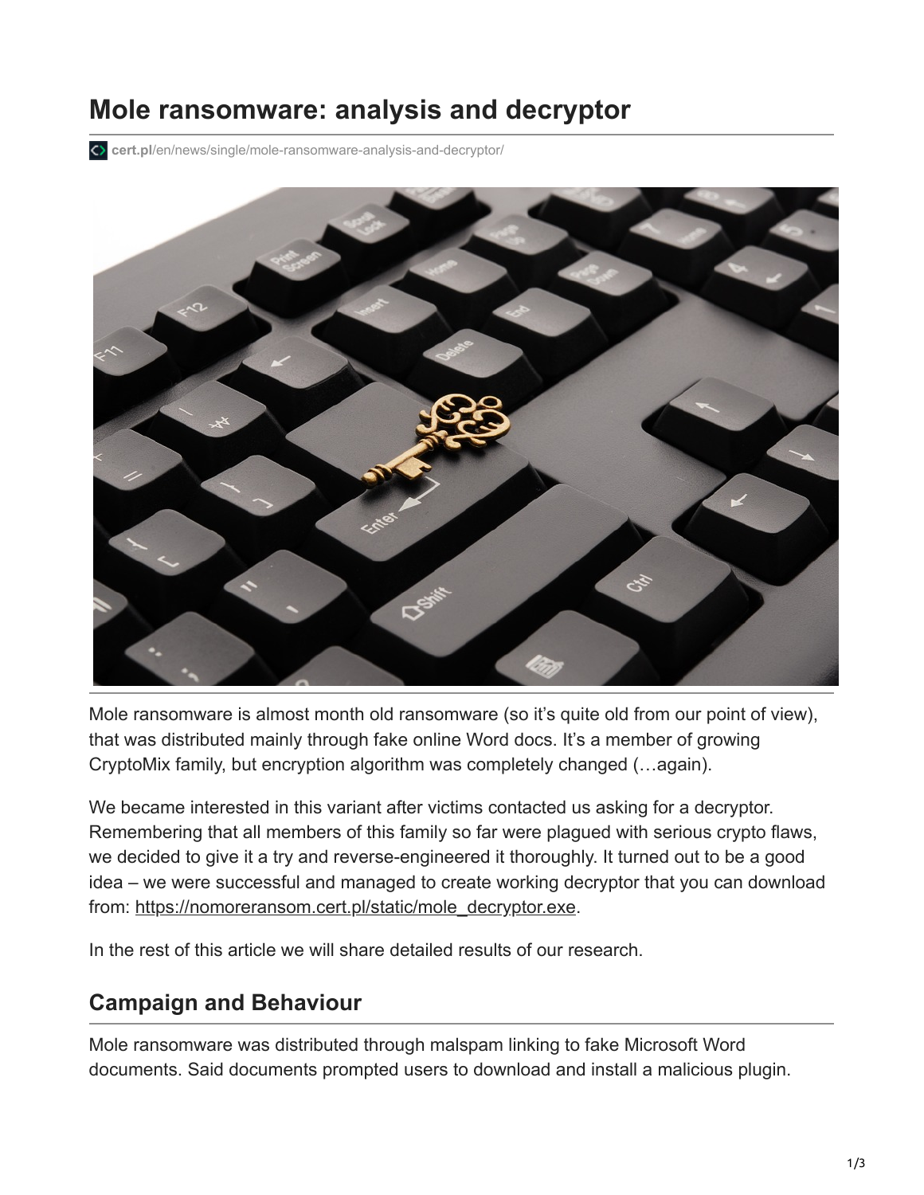# Mole ransomware: analysis and decryptor

cert.pl/en/news/single/mole-ransomware-analysis-and-decryptor/

Mole ransomware is almost month old ransomware (so it's quite old from our point of view), that was distributed mainly through fake online Word docs. It's a member of growing CryptoMix family, but encryption algorithm was completely changed (…again).

We became interested in this variant after victims contacted us asking for a decryptor. Remembering that all members of this family so far were plagued with serious crypto flaws, we decided to give it a try and reverse-engineered it thoroughly. It turned out to be a good idea – we were successful and managed to create working decryptor that you can download from: https://nomoreransom.cert.pl/static/mole_decryptor.exe.

In the rest of this article we will share detailed results of our research.

## Campaign and Behaviour

Mole ransomware was distributed through malspam linking to fake Microsoft Word documents. Said documents prompted users to download and install a malicious plugin.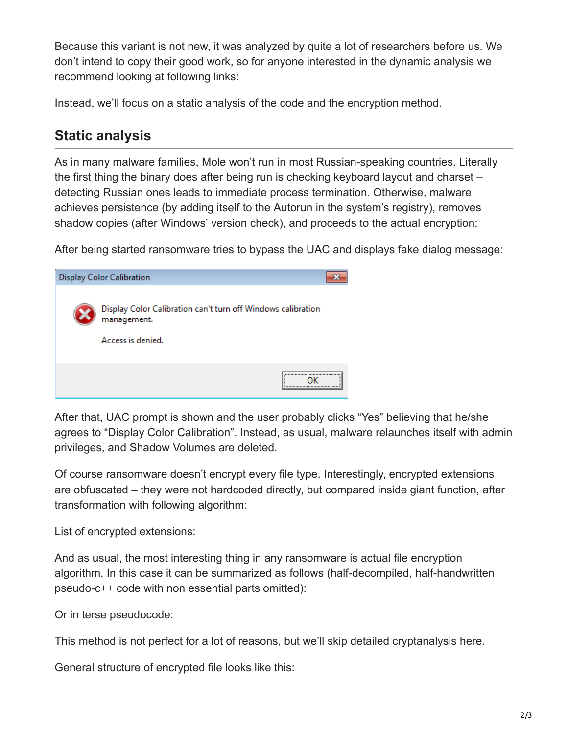Because this variant is not new, it was analyzed by quite a lot of researchers before us. We don't intend to copy their good work, so for anyone interested in the dynamic analysis we recommend looking at following links:

Instead, we'll focus on a static analysis of the code and the encryption method.

## Static analysis

As in many malware families, Mole won't run in most Russian-speaking countries. Literally the first thing the binary does after being run is checking keyboard layout and charset – detecting Russian ones leads to immediate process termination. Otherwise, malware achieves persistence (by adding itself to the Autorun in the system's registry), removes shadow copies (after Windows' version check), and proceeds to the actual encryption:

After being started ransomware tries to bypass the UAC and displays fake dialog message:

Display Color Calibration

Display Color Calibration can't turn off Windows calibration management.

Access is denied.

OK

After that, UAC prompt is shown and the user probably clicks "Yes" believing that he/she agrees to "Display Color Calibration". Instead, as usual, malware relaunches itself with admin privileges, and Shadow Volumes are deleted.

Of course ransomware doesn't encrypt every file type. Interestingly, encrypted extensions are obfuscated – they were not hardcoded directly, but compared inside giant function, after transformation with following algorithm:

List of encrypted extensions:

And as usual, the most interesting thing in any ransomware is actual file encryption algorithm. In this case it can be summarized as follows (half-decompiled, half-handwritten pseudo-c++ code with non essential parts omitted):

Or in terse pseudocode:

This method is not perfect for a lot of reasons, but we'll skip detailed cryptanalysis here.

General structure of encrypted file looks like this: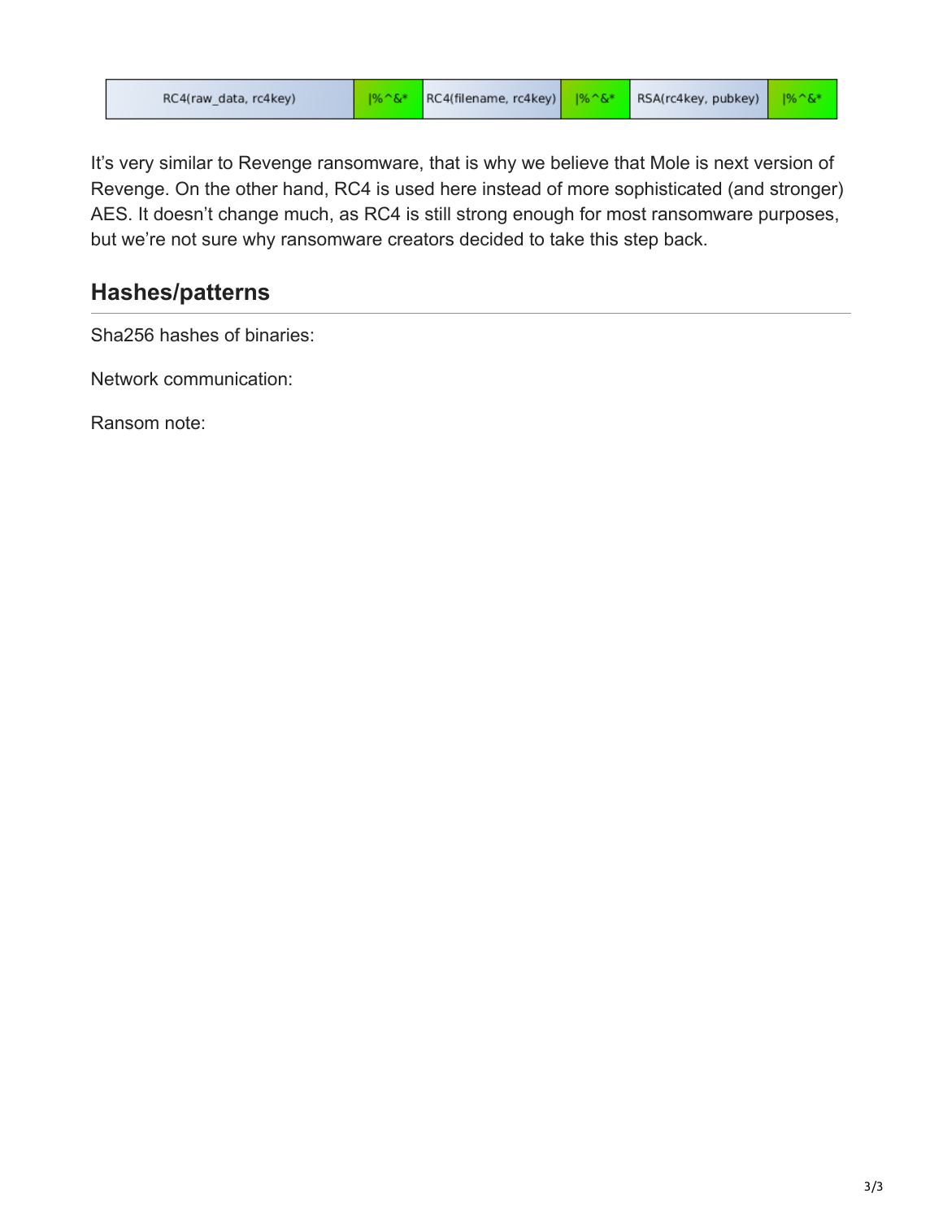| RC4(raw_data, rc4key) | \|%^&* | RC4(filename, rc4key) | \|%^&* | RSA(rc4key, pubkey) | \|%^&* |
|---|---|---|---|---|---|

It's very similar to Revenge ransomware, that is why we believe that Mole is next version of Revenge. On the other hand, RC4 is used here instead of more sophisticated (and stronger) AES. It doesn't change much, as RC4 is still strong enough for most ransomware purposes, but we're not sure why ransomware creators decided to take this step back.

## Hashes/patterns

Sha256 hashes of binaries:

Network communication:

Ransom note: